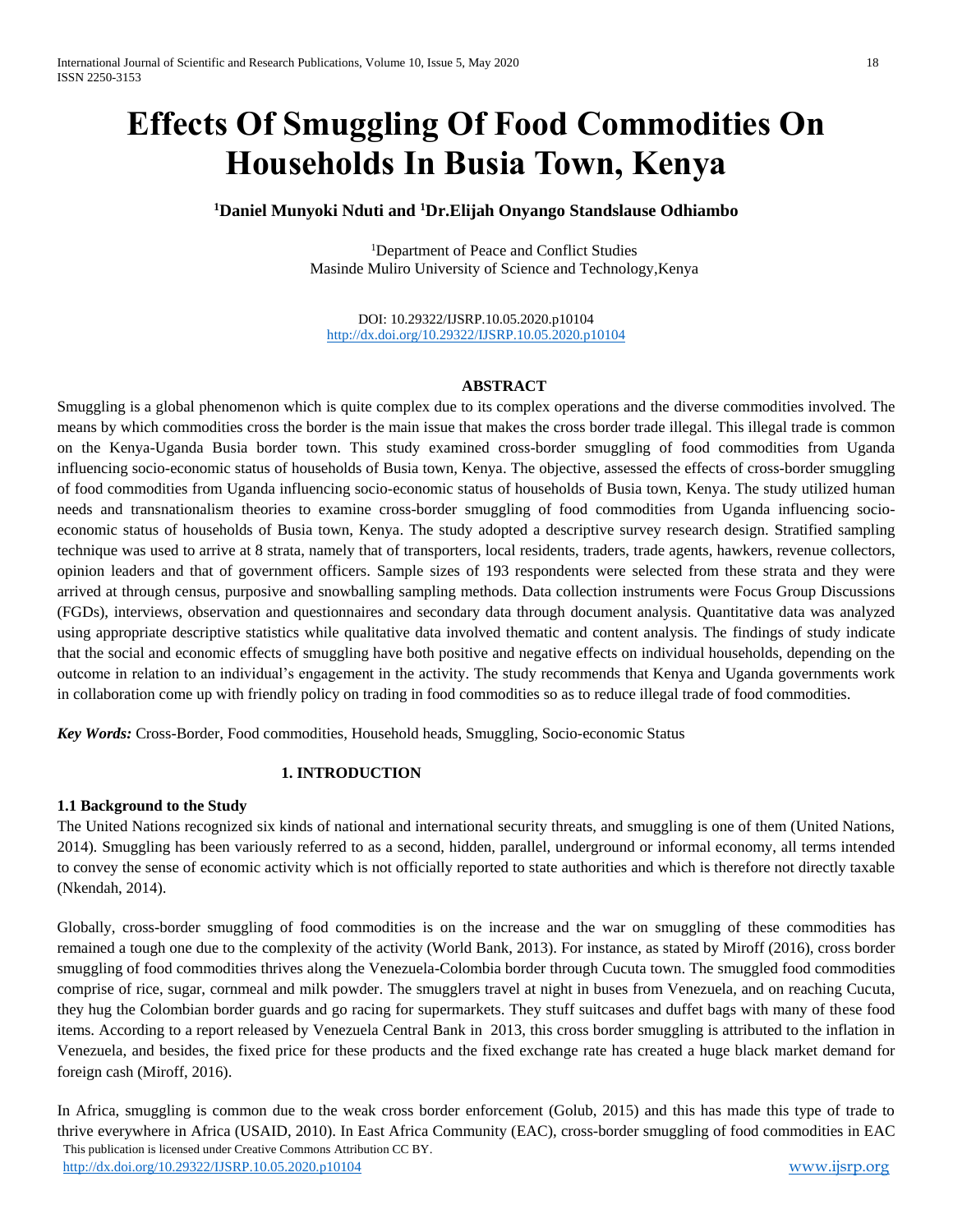# Effects Of Smuggling Of Food Commodities On Households In Busia Town, Kenya

**[1]Daniel Munyoki Nduti and [1]Dr.Elijah Onyango Standslause Odhiambo**

[1]Department of Peace and Conflict Studies
Masinde Muliro University of Science and Technology,Kenya

DOI: 10.29322/IJSRP.10.05.2020.p10104
http://dx.doi.org/10.29322/IJSRP.10.05.2020.p10104

## ABSTRACT

Smuggling is a global phenomenon which is quite complex due to its complex operations and the diverse commodities involved. The means by which commodities cross the border is the main issue that makes the cross border trade illegal. This illegal trade is common on the Kenya-Uganda Busia border town. This study examined cross-border smuggling of food commodities from Uganda influencing socio-economic status of households of Busia town, Kenya. The objective, assessed the effects of cross-border smuggling of food commodities from Uganda influencing socio-economic status of households of Busia town, Kenya. The study utilized human needs and transnationalism theories to examine cross-border smuggling of food commodities from Uganda influencing socio-economic status of households of Busia town, Kenya. The study adopted a descriptive survey research design. Stratified sampling technique was used to arrive at 8 strata, namely that of transporters, local residents, traders, trade agents, hawkers, revenue collectors, opinion leaders and that of government officers. Sample sizes of 193 respondents were selected from these strata and they were arrived at through census, purposive and snowballing sampling methods. Data collection instruments were Focus Group Discussions (FGDs), interviews, observation and questionnaires and secondary data through document analysis. Quantitative data was analyzed using appropriate descriptive statistics while qualitative data involved thematic and content analysis. The findings of study indicate that the social and economic effects of smuggling have both positive and negative effects on individual households, depending on the outcome in relation to an individual's engagement in the activity. The study recommends that Kenya and Uganda governments work in collaboration come up with friendly policy on trading in food commodities so as to reduce illegal trade of food commodities.

***Key Words:*** Cross-Border, Food commodities, Household heads, Smuggling, Socio-economic Status

## 1. INTRODUCTION

### 1.1 Background to the Study

The United Nations recognized six kinds of national and international security threats, and smuggling is one of them (United Nations, 2014). Smuggling has been variously referred to as a second, hidden, parallel, underground or informal economy, all terms intended to convey the sense of economic activity which is not officially reported to state authorities and which is therefore not directly taxable (Nkendah, 2014).

Globally, cross-border smuggling of food commodities is on the increase and the war on smuggling of these commodities has remained a tough one due to the complexity of the activity (World Bank, 2013). For instance, as stated by Miroff (2016), cross border smuggling of food commodities thrives along the Venezuela-Colombia border through Cucuta town. The smuggled food commodities comprise of rice, sugar, cornmeal and milk powder. The smugglers travel at night in buses from Venezuela, and on reaching Cucuta, they hug the Colombian border guards and go racing for supermarkets. They stuff suitcases and duffet bags with many of these food items. According to a report released by Venezuela Central Bank in 2013, this cross border smuggling is attributed to the inflation in Venezuela, and besides, the fixed price for these products and the fixed exchange rate has created a huge black market demand for foreign cash (Miroff, 2016).

In Africa, smuggling is common due to the weak cross border enforcement (Golub, 2015) and this has made this type of trade to thrive everywhere in Africa (USAID, 2010). In East Africa Community (EAC), cross-border smuggling of food commodities in EAC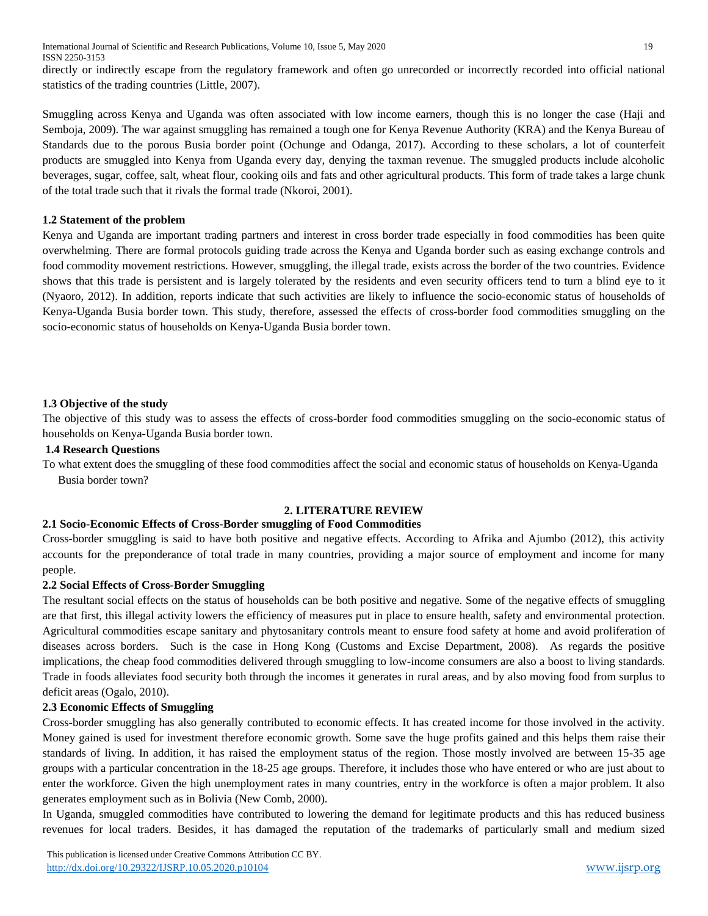directly or indirectly escape from the regulatory framework and often go unrecorded or incorrectly recorded into official national statistics of the trading countries (Little, 2007).

Smuggling across Kenya and Uganda was often associated with low income earners, though this is no longer the case (Haji and Semboja, 2009). The war against smuggling has remained a tough one for Kenya Revenue Authority (KRA) and the Kenya Bureau of Standards due to the porous Busia border point (Ochunge and Odanga, 2017). According to these scholars, a lot of counterfeit products are smuggled into Kenya from Uganda every day, denying the taxman revenue. The smuggled products include alcoholic beverages, sugar, coffee, salt, wheat flour, cooking oils and fats and other agricultural products. This form of trade takes a large chunk of the total trade such that it rivals the formal trade (Nkoroi, 2001).

### 1.2 Statement of the problem

Kenya and Uganda are important trading partners and interest in cross border trade especially in food commodities has been quite overwhelming. There are formal protocols guiding trade across the Kenya and Uganda border such as easing exchange controls and food commodity movement restrictions. However, smuggling, the illegal trade, exists across the border of the two countries. Evidence shows that this trade is persistent and is largely tolerated by the residents and even security officers tend to turn a blind eye to it (Nyaoro, 2012). In addition, reports indicate that such activities are likely to influence the socio-economic status of households of Kenya-Uganda Busia border town. This study, therefore, assessed the effects of cross-border food commodities smuggling on the socio-economic status of households on Kenya-Uganda Busia border town.

### 1.3 Objective of the study

The objective of this study was to assess the effects of cross-border food commodities smuggling on the socio-economic status of households on Kenya-Uganda Busia border town.

### 1.4 Research Questions

To what extent does the smuggling of these food commodities affect the social and economic status of households on Kenya-Uganda Busia border town?

## 2. LITERATURE REVIEW

### 2.1 Socio-Economic Effects of Cross-Border smuggling of Food Commodities

Cross-border smuggling is said to have both positive and negative effects. According to Afrika and Ajumbo (2012), this activity accounts for the preponderance of total trade in many countries, providing a major source of employment and income for many people.

### 2.2 Social Effects of Cross-Border Smuggling

The resultant social effects on the status of households can be both positive and negative. Some of the negative effects of smuggling are that first, this illegal activity lowers the efficiency of measures put in place to ensure health, safety and environmental protection. Agricultural commodities escape sanitary and phytosanitary controls meant to ensure food safety at home and avoid proliferation of diseases across borders. Such is the case in Hong Kong (Customs and Excise Department, 2008). As regards the positive implications, the cheap food commodities delivered through smuggling to low-income consumers are also a boost to living standards. Trade in foods alleviates food security both through the incomes it generates in rural areas, and by also moving food from surplus to deficit areas (Ogalo, 2010).

### 2.3 Economic Effects of Smuggling

Cross-border smuggling has also generally contributed to economic effects. It has created income for those involved in the activity. Money gained is used for investment therefore economic growth. Some save the huge profits gained and this helps them raise their standards of living. In addition, it has raised the employment status of the region. Those mostly involved are between 15-35 age groups with a particular concentration in the 18-25 age groups. Therefore, it includes those who have entered or who are just about to enter the workforce. Given the high unemployment rates in many countries, entry in the workforce is often a major problem. It also generates employment such as in Bolivia (New Comb, 2000).

In Uganda, smuggled commodities have contributed to lowering the demand for legitimate products and this has reduced business revenues for local traders. Besides, it has damaged the reputation of the trademarks of particularly small and medium sized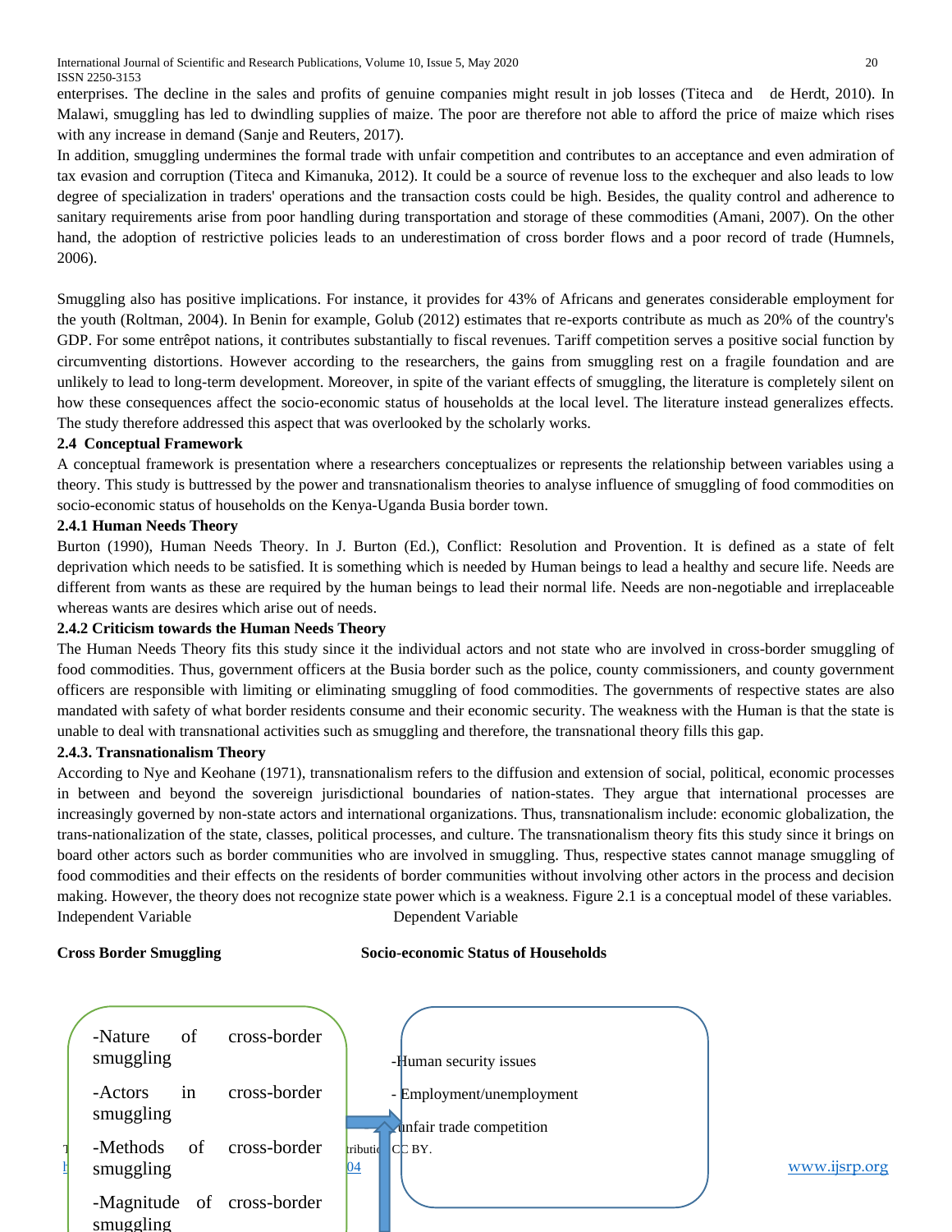enterprises. The decline in the sales and profits of genuine companies might result in job losses (Titeca and de Herdt, 2010). In Malawi, smuggling has led to dwindling supplies of maize. The poor are therefore not able to afford the price of maize which rises with any increase in demand (Sanje and Reuters, 2017).

In addition, smuggling undermines the formal trade with unfair competition and contributes to an acceptance and even admiration of tax evasion and corruption (Titeca and Kimanuka, 2012). It could be a source of revenue loss to the exchequer and also leads to low degree of specialization in traders' operations and the transaction costs could be high. Besides, the quality control and adherence to sanitary requirements arise from poor handling during transportation and storage of these commodities (Amani, 2007). On the other hand, the adoption of restrictive policies leads to an underestimation of cross border flows and a poor record of trade (Humnels, 2006).

Smuggling also has positive implications. For instance, it provides for 43% of Africans and generates considerable employment for the youth (Roltman, 2004). In Benin for example, Golub (2012) estimates that re-exports contribute as much as 20% of the country's GDP. For some entrêpot nations, it contributes substantially to fiscal revenues. Tariff competition serves a positive social function by circumventing distortions. However according to the researchers, the gains from smuggling rest on a fragile foundation and are unlikely to lead to long-term development. Moreover, in spite of the variant effects of smuggling, the literature is completely silent on how these consequences affect the socio-economic status of households at the local level. The literature instead generalizes effects. The study therefore addressed this aspect that was overlooked by the scholarly works.

### 2.4 Conceptual Framework

A conceptual framework is presentation where a researchers conceptualizes or represents the relationship between variables using a theory. This study is buttressed by the power and transnationalism theories to analyse influence of smuggling of food commodities on socio-economic status of households on the Kenya-Uganda Busia border town.

#### 2.4.1 Human Needs Theory

Burton (1990), Human Needs Theory. In J. Burton (Ed.), Conflict: Resolution and Provention. It is defined as a state of felt deprivation which needs to be satisfied. It is something which is needed by Human beings to lead a healthy and secure life. Needs are different from wants as these are required by the human beings to lead their normal life. Needs are non-negotiable and irreplaceable whereas wants are desires which arise out of needs.

#### 2.4.2 Criticism towards the Human Needs Theory

The Human Needs Theory fits this study since it the individual actors and not state who are involved in cross-border smuggling of food commodities. Thus, government officers at the Busia border such as the police, county commissioners, and county government officers are responsible with limiting or eliminating smuggling of food commodities. The governments of respective states are also mandated with safety of what border residents consume and their economic security. The weakness with the Human is that the state is unable to deal with transnational activities such as smuggling and therefore, the transnational theory fills this gap.

#### 2.4.3. Transnationalism Theory

According to Nye and Keohane (1971), transnationalism refers to the diffusion and extension of social, political, economic processes in between and beyond the sovereign jurisdictional boundaries of nation-states. They argue that international processes are increasingly governed by non-state actors and international organizations. Thus, transnationalism include: economic globalization, the trans-nationalization of the state, classes, political processes, and culture. The transnationalism theory fits this study since it brings on board other actors such as border communities who are involved in smuggling. Thus, respective states cannot manage smuggling of food commodities and their effects on the residents of border communities without involving other actors in the process and decision making. However, the theory does not recognize state power which is a weakness. Figure 2.1 is a conceptual model of these variables.

Independent Variable — Dependent Variable

**Cross Border Smuggling**

- Nature of cross-border smuggling
- Actors in cross-border smuggling
- Methods of cross-border smuggling
- Magnitude of cross-border smuggling

**Socio-economic Status of Households**

- Human security issues
- Employment/unemployment
- unfair trade competition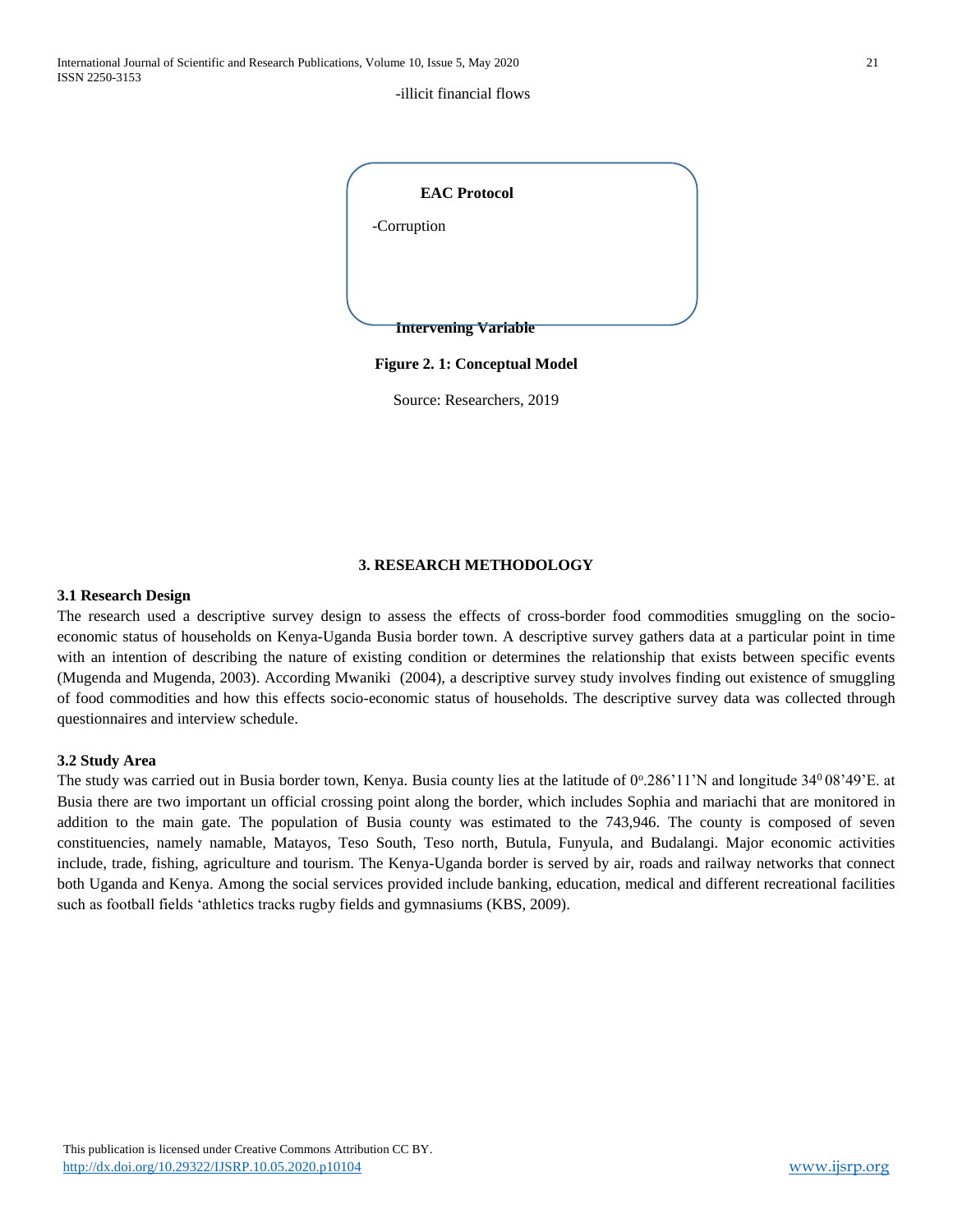-illicit financial flows

**EAC Protocol**

-Corruption

**Intervening Variable**

**Figure 2. 1: Conceptual Model**

Source: Researchers, 2019

## 3. RESEARCH METHODOLOGY

### 3.1 Research Design

The research used a descriptive survey design to assess the effects of cross-border food commodities smuggling on the socio-economic status of households on Kenya-Uganda Busia border town. A descriptive survey gathers data at a particular point in time with an intention of describing the nature of existing condition or determines the relationship that exists between specific events (Mugenda and Mugenda, 2003). According Mwaniki (2004), a descriptive survey study involves finding out existence of smuggling of food commodities and how this effects socio-economic status of households. The descriptive survey data was collected through questionnaires and interview schedule.

### 3.2 Study Area

The study was carried out in Busia border town, Kenya. Busia county lies at the latitude of $0^{o}$.286'11'N and longitude $34^{0}$ 08'49'E. at Busia there are two important un official crossing point along the border, which includes Sophia and mariachi that are monitored in addition to the main gate. The population of Busia county was estimated to the 743,946. The county is composed of seven constituencies, namely namable, Matayos, Teso South, Teso north, Butula, Funyula, and Budalangi. Major economic activities include, trade, fishing, agriculture and tourism. The Kenya-Uganda border is served by air, roads and railway networks that connect both Uganda and Kenya. Among the social services provided include banking, education, medical and different recreational facilities such as football fields 'athletics tracks rugby fields and gymnasiums (KBS, 2009).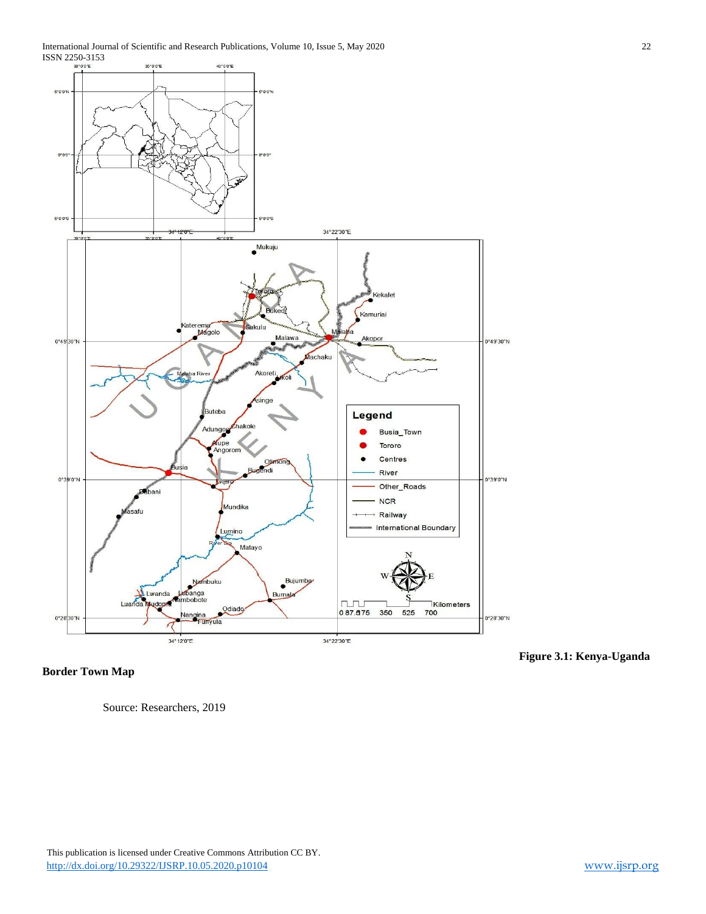**Figure 3.1: Kenya-Uganda Border Town Map**

Source: Researchers, 2019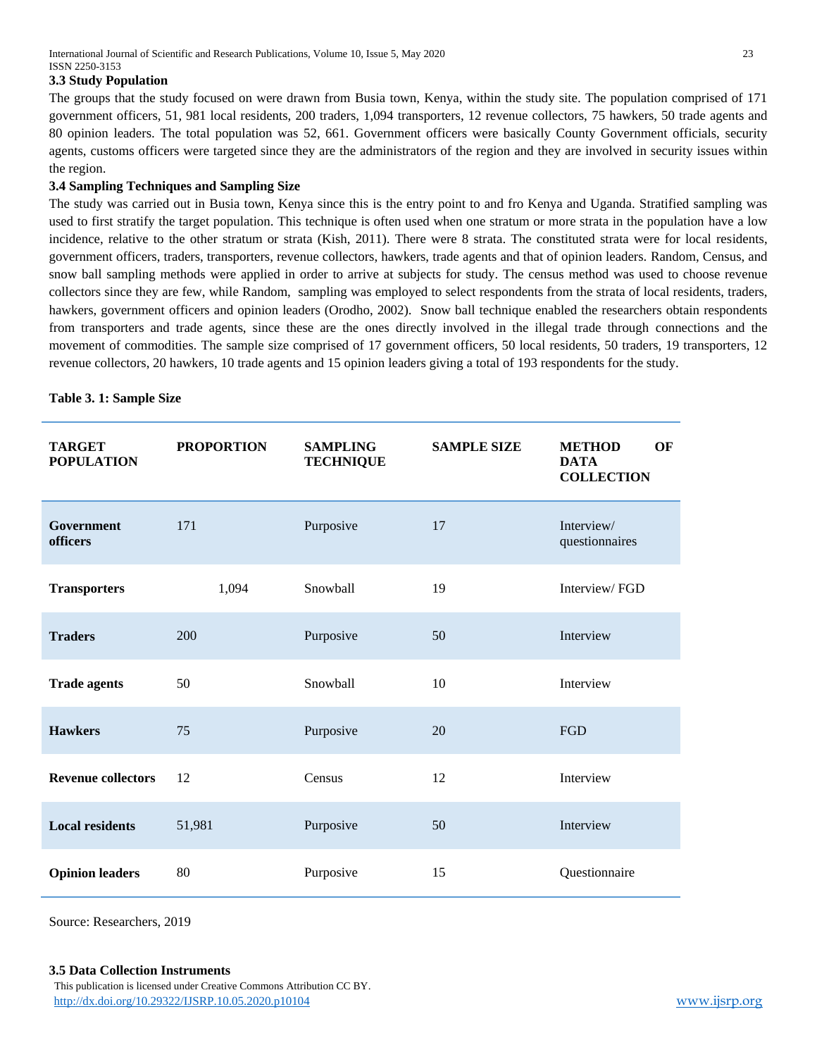### 3.3 Study Population

The groups that the study focused on were drawn from Busia town, Kenya, within the study site. The population comprised of 171 government officers, 51, 981 local residents, 200 traders, 1,094 transporters, 12 revenue collectors, 75 hawkers, 50 trade agents and 80 opinion leaders. The total population was 52, 661. Government officers were basically County Government officials, security agents, customs officers were targeted since they are the administrators of the region and they are involved in security issues within the region.

### 3.4 Sampling Techniques and Sampling Size

The study was carried out in Busia town, Kenya since this is the entry point to and fro Kenya and Uganda. Stratified sampling was used to first stratify the target population. This technique is often used when one stratum or more strata in the population have a low incidence, relative to the other stratum or strata (Kish, 2011). There were 8 strata. The constituted strata were for local residents, government officers, traders, transporters, revenue collectors, hawkers, trade agents and that of opinion leaders. Random, Census, and snow ball sampling methods were applied in order to arrive at subjects for study. The census method was used to choose revenue collectors since they are few, while Random, sampling was employed to select respondents from the strata of local residents, traders, hawkers, government officers and opinion leaders (Orodho, 2002). Snow ball technique enabled the researchers obtain respondents from transporters and trade agents, since these are the ones directly involved in the illegal trade through connections and the movement of commodities. The sample size comprised of 17 government officers, 50 local residents, 50 traders, 19 transporters, 12 revenue collectors, 20 hawkers, 10 trade agents and 15 opinion leaders giving a total of 193 respondents for the study.

**Table 3. 1: Sample Size**

| TARGET POPULATION | PROPORTION | SAMPLING TECHNIQUE | SAMPLE SIZE | METHOD OF DATA COLLECTION |
|---|---|---|---|---|
| **Government officers** | 171 | Purposive | 17 | Interview/ questionnaires |
| **Transporters** | 1,094 | Snowball | 19 | Interview/ FGD |
| **Traders** | 200 | Purposive | 50 | Interview |
| **Trade agents** | 50 | Snowball | 10 | Interview |
| **Hawkers** | 75 | Purposive | 20 | FGD |
| **Revenue collectors** | 12 | Census | 12 | Interview |
| **Local residents** | 51,981 | Purposive | 50 | Interview |
| **Opinion leaders** | 80 | Purposive | 15 | Questionnaire |

Source: Researchers, 2019

### 3.5 Data Collection Instruments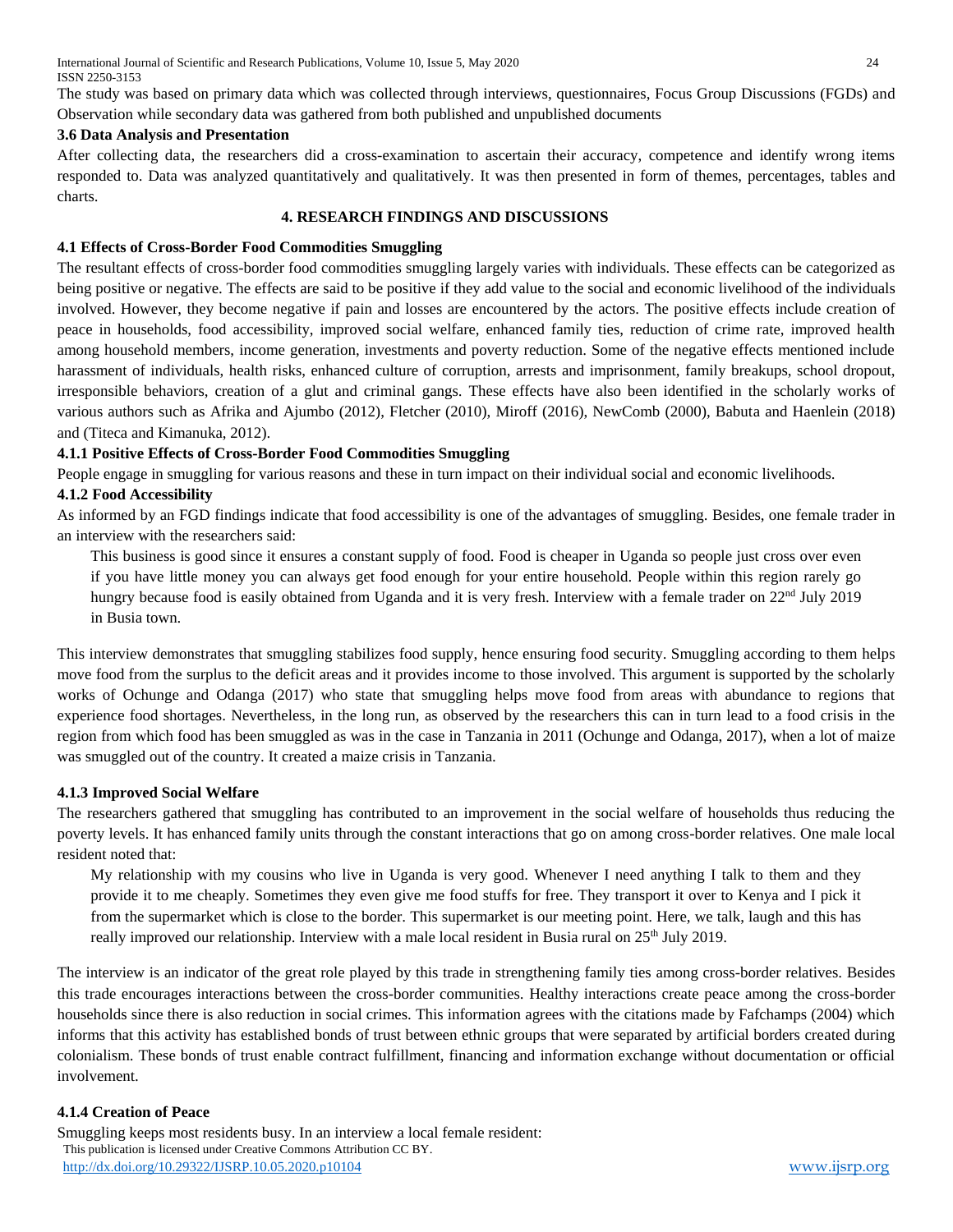The study was based on primary data which was collected through interviews, questionnaires, Focus Group Discussions (FGDs) and Observation while secondary data was gathered from both published and unpublished documents

### 3.6 Data Analysis and Presentation

After collecting data, the researchers did a cross-examination to ascertain their accuracy, competence and identify wrong items responded to. Data was analyzed quantitatively and qualitatively. It was then presented in form of themes, percentages, tables and charts.

## 4. RESEARCH FINDINGS AND DISCUSSIONS

### 4.1 Effects of Cross-Border Food Commodities Smuggling

The resultant effects of cross-border food commodities smuggling largely varies with individuals. These effects can be categorized as being positive or negative. The effects are said to be positive if they add value to the social and economic livelihood of the individuals involved. However, they become negative if pain and losses are encountered by the actors. The positive effects include creation of peace in households, food accessibility, improved social welfare, enhanced family ties, reduction of crime rate, improved health among household members, income generation, investments and poverty reduction. Some of the negative effects mentioned include harassment of individuals, health risks, enhanced culture of corruption, arrests and imprisonment, family breakups, school dropout, irresponsible behaviors, creation of a glut and criminal gangs. These effects have also been identified in the scholarly works of various authors such as Afrika and Ajumbo (2012), Fletcher (2010), Miroff (2016), NewComb (2000), Babuta and Haenlein (2018) and (Titeca and Kimanuka, 2012).

#### 4.1.1 Positive Effects of Cross-Border Food Commodities Smuggling

People engage in smuggling for various reasons and these in turn impact on their individual social and economic livelihoods.

#### 4.1.2 Food Accessibility

As informed by an FGD findings indicate that food accessibility is one of the advantages of smuggling. Besides, one female trader in an interview with the researchers said:

> This business is good since it ensures a constant supply of food. Food is cheaper in Uganda so people just cross over even if you have little money you can always get food enough for your entire household. People within this region rarely go hungry because food is easily obtained from Uganda and it is very fresh. Interview with a female trader on 22nd July 2019 in Busia town.

This interview demonstrates that smuggling stabilizes food supply, hence ensuring food security. Smuggling according to them helps move food from the surplus to the deficit areas and it provides income to those involved. This argument is supported by the scholarly works of Ochunge and Odanga (2017) who state that smuggling helps move food from areas with abundance to regions that experience food shortages. Nevertheless, in the long run, as observed by the researchers this can in turn lead to a food crisis in the region from which food has been smuggled as was in the case in Tanzania in 2011 (Ochunge and Odanga, 2017), when a lot of maize was smuggled out of the country. It created a maize crisis in Tanzania.

#### 4.1.3 Improved Social Welfare

The researchers gathered that smuggling has contributed to an improvement in the social welfare of households thus reducing the poverty levels. It has enhanced family units through the constant interactions that go on among cross-border relatives. One male local resident noted that:

> My relationship with my cousins who live in Uganda is very good. Whenever I need anything I talk to them and they provide it to me cheaply. Sometimes they even give me food stuffs for free. They transport it over to Kenya and I pick it from the supermarket which is close to the border. This supermarket is our meeting point. Here, we talk, laugh and this has really improved our relationship. Interview with a male local resident in Busia rural on 25th July 2019.

The interview is an indicator of the great role played by this trade in strengthening family ties among cross-border relatives. Besides this trade encourages interactions between the cross-border communities. Healthy interactions create peace among the cross-border households since there is also reduction in social crimes. This information agrees with the citations made by Fafchamps (2004) which informs that this activity has established bonds of trust between ethnic groups that were separated by artificial borders created during colonialism. These bonds of trust enable contract fulfillment, financing and information exchange without documentation or official involvement.

#### 4.1.4 Creation of Peace

Smuggling keeps most residents busy. In an interview a local female resident: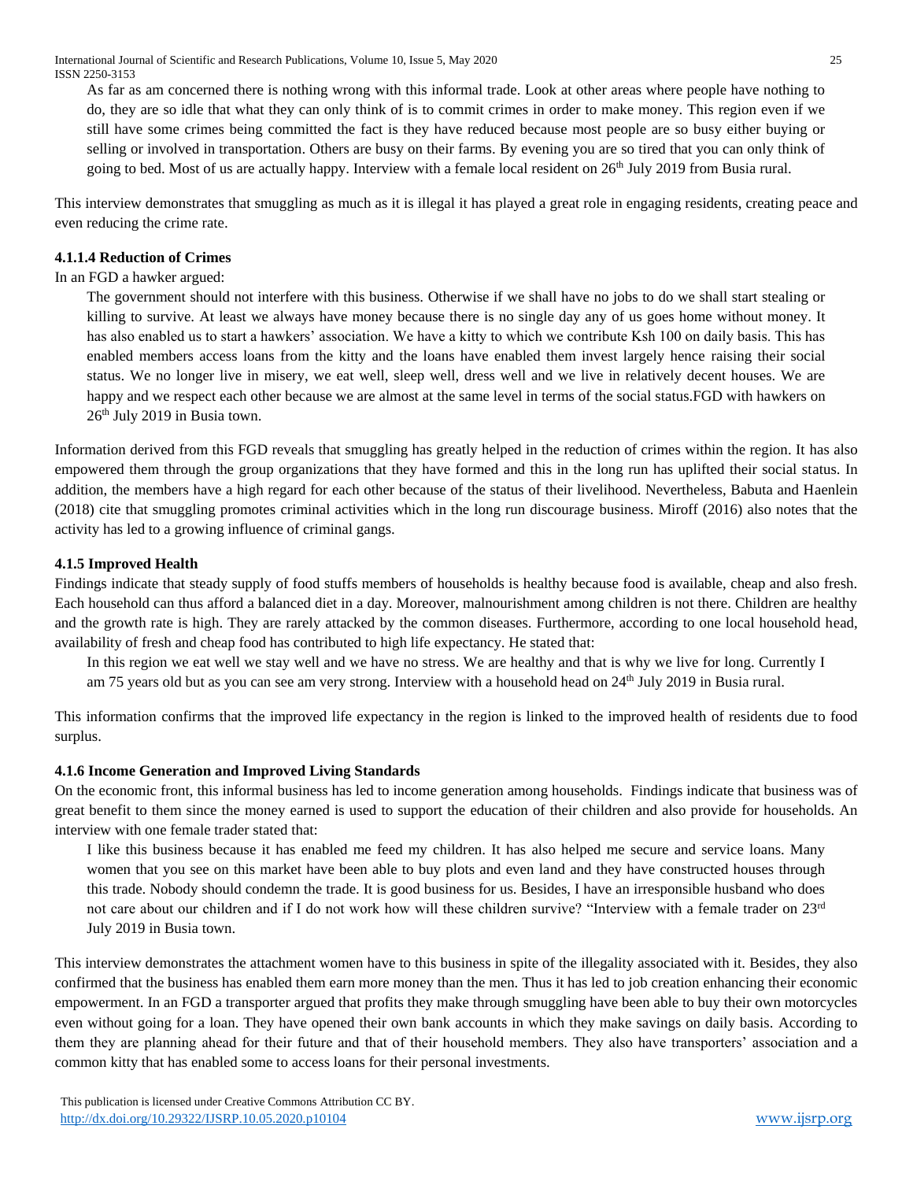> As far as am concerned there is nothing wrong with this informal trade. Look at other areas where people have nothing to do, they are so idle that what they can only think of is to commit crimes in order to make money. This region even if we still have some crimes being committed the fact is they have reduced because most people are so busy either buying or selling or involved in transportation. Others are busy on their farms. By evening you are so tired that you can only think of going to bed. Most of us are actually happy. Interview with a female local resident on 26th July 2019 from Busia rural.

This interview demonstrates that smuggling as much as it is illegal it has played a great role in engaging residents, creating peace and even reducing the crime rate.

#### 4.1.1.4 Reduction of Crimes

In an FGD a hawker argued:

> The government should not interfere with this business. Otherwise if we shall have no jobs to do we shall start stealing or killing to survive. At least we always have money because there is no single day any of us goes home without money. It has also enabled us to start a hawkers' association. We have a kitty to which we contribute Ksh 100 on daily basis. This has enabled members access loans from the kitty and the loans have enabled them invest largely hence raising their social status. We no longer live in misery, we eat well, sleep well, dress well and we live in relatively decent houses. We are happy and we respect each other because we are almost at the same level in terms of the social status.FGD with hawkers on 26th July 2019 in Busia town.

Information derived from this FGD reveals that smuggling has greatly helped in the reduction of crimes within the region. It has also empowered them through the group organizations that they have formed and this in the long run has uplifted their social status. In addition, the members have a high regard for each other because of the status of their livelihood. Nevertheless, Babuta and Haenlein (2018) cite that smuggling promotes criminal activities which in the long run discourage business. Miroff (2016) also notes that the activity has led to a growing influence of criminal gangs.

### 4.1.5 Improved Health

Findings indicate that steady supply of food stuffs members of households is healthy because food is available, cheap and also fresh. Each household can thus afford a balanced diet in a day. Moreover, malnourishment among children is not there. Children are healthy and the growth rate is high. They are rarely attacked by the common diseases. Furthermore, according to one local household head, availability of fresh and cheap food has contributed to high life expectancy. He stated that:

> In this region we eat well we stay well and we have no stress. We are healthy and that is why we live for long. Currently I am 75 years old but as you can see am very strong. Interview with a household head on 24th July 2019 in Busia rural.

This information confirms that the improved life expectancy in the region is linked to the improved health of residents due to food surplus.

### 4.1.6 Income Generation and Improved Living Standards

On the economic front, this informal business has led to income generation among households. Findings indicate that business was of great benefit to them since the money earned is used to support the education of their children and also provide for households. An interview with one female trader stated that:

> I like this business because it has enabled me feed my children. It has also helped me secure and service loans. Many women that you see on this market have been able to buy plots and even land and they have constructed houses through this trade. Nobody should condemn the trade. It is good business for us. Besides, I have an irresponsible husband who does not care about our children and if I do not work how will these children survive? "Interview with a female trader on 23rd July 2019 in Busia town.

This interview demonstrates the attachment women have to this business in spite of the illegality associated with it. Besides, they also confirmed that the business has enabled them earn more money than the men. Thus it has led to job creation enhancing their economic empowerment. In an FGD a transporter argued that profits they make through smuggling have been able to buy their own motorcycles even without going for a loan. They have opened their own bank accounts in which they make savings on daily basis. According to them they are planning ahead for their future and that of their household members. They also have transporters' association and a common kitty that has enabled some to access loans for their personal investments.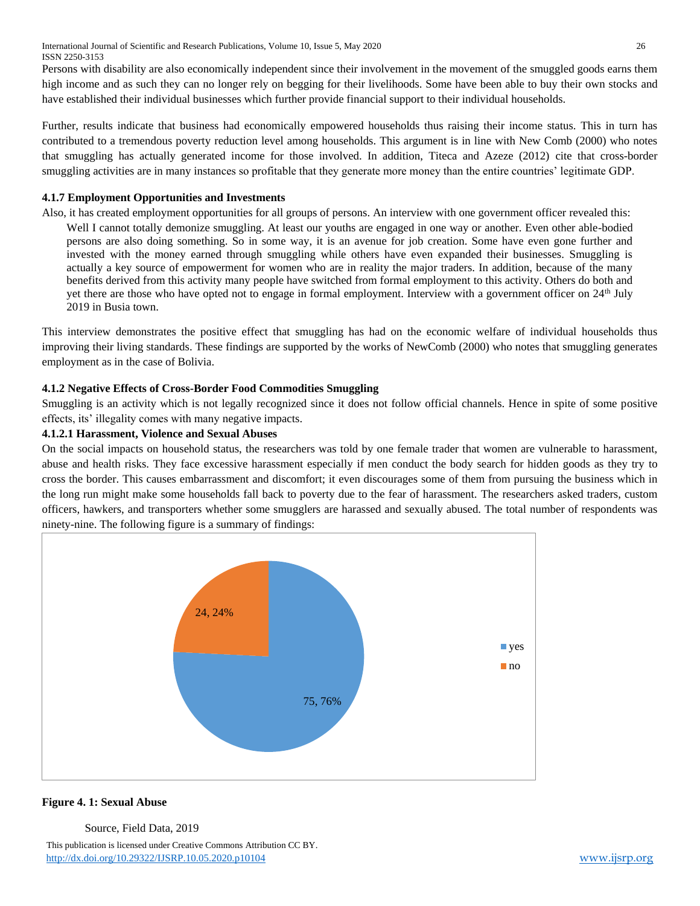Persons with disability are also economically independent since their involvement in the movement of the smuggled goods earns them high income and as such they can no longer rely on begging for their livelihoods. Some have been able to buy their own stocks and have established their individual businesses which further provide financial support to their individual households.

Further, results indicate that business had economically empowered households thus raising their income status. This in turn has contributed to a tremendous poverty reduction level among households. This argument is in line with New Comb (2000) who notes that smuggling has actually generated income for those involved. In addition, Titeca and Azeze (2012) cite that cross-border smuggling activities are in many instances so profitable that they generate more money than the entire countries' legitimate GDP.

### 4.1.7 Employment Opportunities and Investments

Also, it has created employment opportunities for all groups of persons. An interview with one government officer revealed this:

> Well I cannot totally demonize smuggling. At least our youths are engaged in one way or another. Even other able-bodied persons are also doing something. So in some way, it is an avenue for job creation. Some have even gone further and invested with the money earned through smuggling while others have even expanded their businesses. Smuggling is actually a key source of empowerment for women who are in reality the major traders. In addition, because of the many benefits derived from this activity many people have switched from formal employment to this activity. Others do both and yet there are those who have opted not to engage in formal employment. Interview with a government officer on 24th July 2019 in Busia town.

This interview demonstrates the positive effect that smuggling has had on the economic welfare of individual households thus improving their living standards. These findings are supported by the works of NewComb (2000) who notes that smuggling generates employment as in the case of Bolivia.

### 4.1.2 Negative Effects of Cross-Border Food Commodities Smuggling

Smuggling is an activity which is not legally recognized since it does not follow official channels. Hence in spite of some positive effects, its' illegality comes with many negative impacts.

#### 4.1.2.1 Harassment, Violence and Sexual Abuses

On the social impacts on household status, the researchers was told by one female trader that women are vulnerable to harassment, abuse and health risks. They face excessive harassment especially if men conduct the body search for hidden goods as they try to cross the border. This causes embarrassment and discomfort; it even discourages some of them from pursuing the business which in the long run might make some households fall back to poverty due to the fear of harassment. The researchers asked traders, custom officers, hawkers, and transporters whether some smugglers are harassed and sexually abused. The total number of respondents was ninety-nine. The following figure is a summary of findings:

| Response | Frequency | Percentage |
|---|---|---|
| yes | 75 | 76% |
| no | 24 | 24% |

**Figure 4. 1: Sexual Abuse**

Source, Field Data, 2019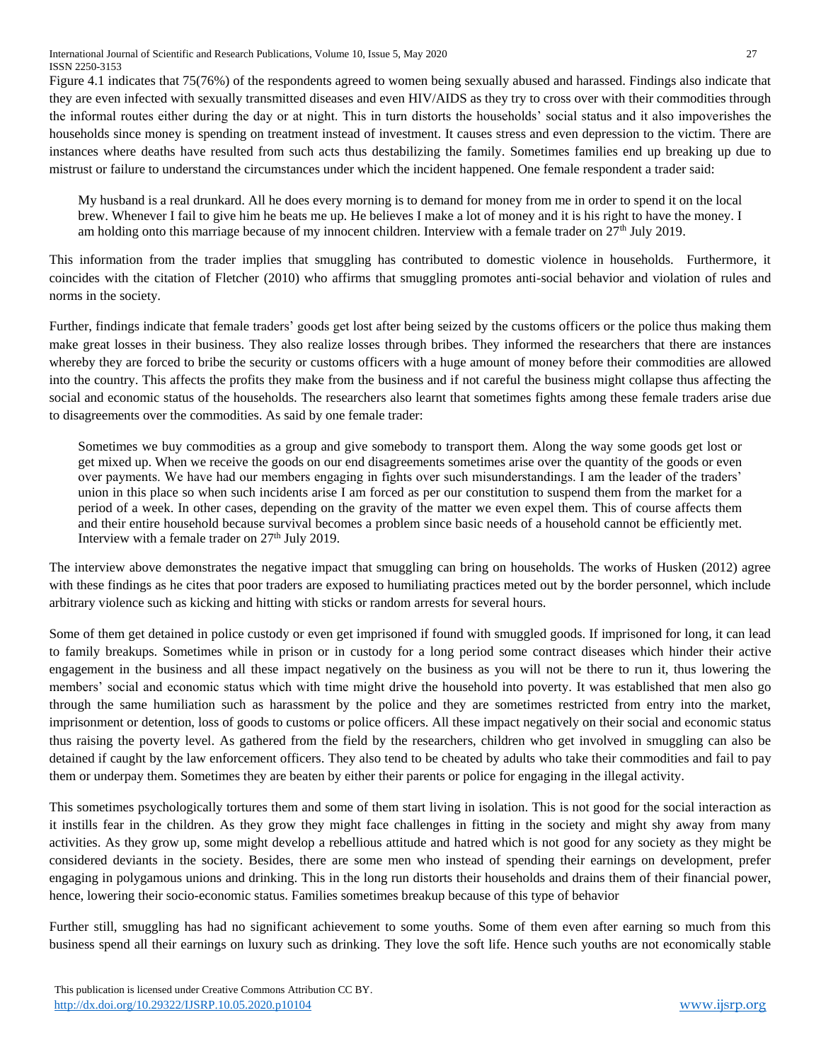Figure 4.1 indicates that 75(76%) of the respondents agreed to women being sexually abused and harassed. Findings also indicate that they are even infected with sexually transmitted diseases and even HIV/AIDS as they try to cross over with their commodities through the informal routes either during the day or at night. This in turn distorts the households' social status and it also impoverishes the households since money is spending on treatment instead of investment. It causes stress and even depression to the victim. There are instances where deaths have resulted from such acts thus destabilizing the family. Sometimes families end up breaking up due to mistrust or failure to understand the circumstances under which the incident happened. One female respondent a trader said:

> My husband is a real drunkard. All he does every morning is to demand for money from me in order to spend it on the local brew. Whenever I fail to give him he beats me up. He believes I make a lot of money and it is his right to have the money. I am holding onto this marriage because of my innocent children. Interview with a female trader on 27th July 2019.

This information from the trader implies that smuggling has contributed to domestic violence in households. Furthermore, it coincides with the citation of Fletcher (2010) who affirms that smuggling promotes anti-social behavior and violation of rules and norms in the society.

Further, findings indicate that female traders' goods get lost after being seized by the customs officers or the police thus making them make great losses in their business. They also realize losses through bribes. They informed the researchers that there are instances whereby they are forced to bribe the security or customs officers with a huge amount of money before their commodities are allowed into the country. This affects the profits they make from the business and if not careful the business might collapse thus affecting the social and economic status of the households. The researchers also learnt that sometimes fights among these female traders arise due to disagreements over the commodities. As said by one female trader:

> Sometimes we buy commodities as a group and give somebody to transport them. Along the way some goods get lost or get mixed up. When we receive the goods on our end disagreements sometimes arise over the quantity of the goods or even over payments. We have had our members engaging in fights over such misunderstandings. I am the leader of the traders' union in this place so when such incidents arise I am forced as per our constitution to suspend them from the market for a period of a week. In other cases, depending on the gravity of the matter we even expel them. This of course affects them and their entire household because survival becomes a problem since basic needs of a household cannot be efficiently met. Interview with a female trader on 27th July 2019.

The interview above demonstrates the negative impact that smuggling can bring on households. The works of Husken (2012) agree with these findings as he cites that poor traders are exposed to humiliating practices meted out by the border personnel, which include arbitrary violence such as kicking and hitting with sticks or random arrests for several hours.

Some of them get detained in police custody or even get imprisoned if found with smuggled goods. If imprisoned for long, it can lead to family breakups. Sometimes while in prison or in custody for a long period some contract diseases which hinder their active engagement in the business and all these impact negatively on the business as you will not be there to run it, thus lowering the members' social and economic status which with time might drive the household into poverty. It was established that men also go through the same humiliation such as harassment by the police and they are sometimes restricted from entry into the market, imprisonment or detention, loss of goods to customs or police officers. All these impact negatively on their social and economic status thus raising the poverty level. As gathered from the field by the researchers, children who get involved in smuggling can also be detained if caught by the law enforcement officers. They also tend to be cheated by adults who take their commodities and fail to pay them or underpay them. Sometimes they are beaten by either their parents or police for engaging in the illegal activity.

This sometimes psychologically tortures them and some of them start living in isolation. This is not good for the social interaction as it instills fear in the children. As they grow they might face challenges in fitting in the society and might shy away from many activities. As they grow up, some might develop a rebellious attitude and hatred which is not good for any society as they might be considered deviants in the society. Besides, there are some men who instead of spending their earnings on development, prefer engaging in polygamous unions and drinking. This in the long run distorts their households and drains them of their financial power, hence, lowering their socio-economic status. Families sometimes breakup because of this type of behavior

Further still, smuggling has had no significant achievement to some youths. Some of them even after earning so much from this business spend all their earnings on luxury such as drinking. They love the soft life. Hence such youths are not economically stable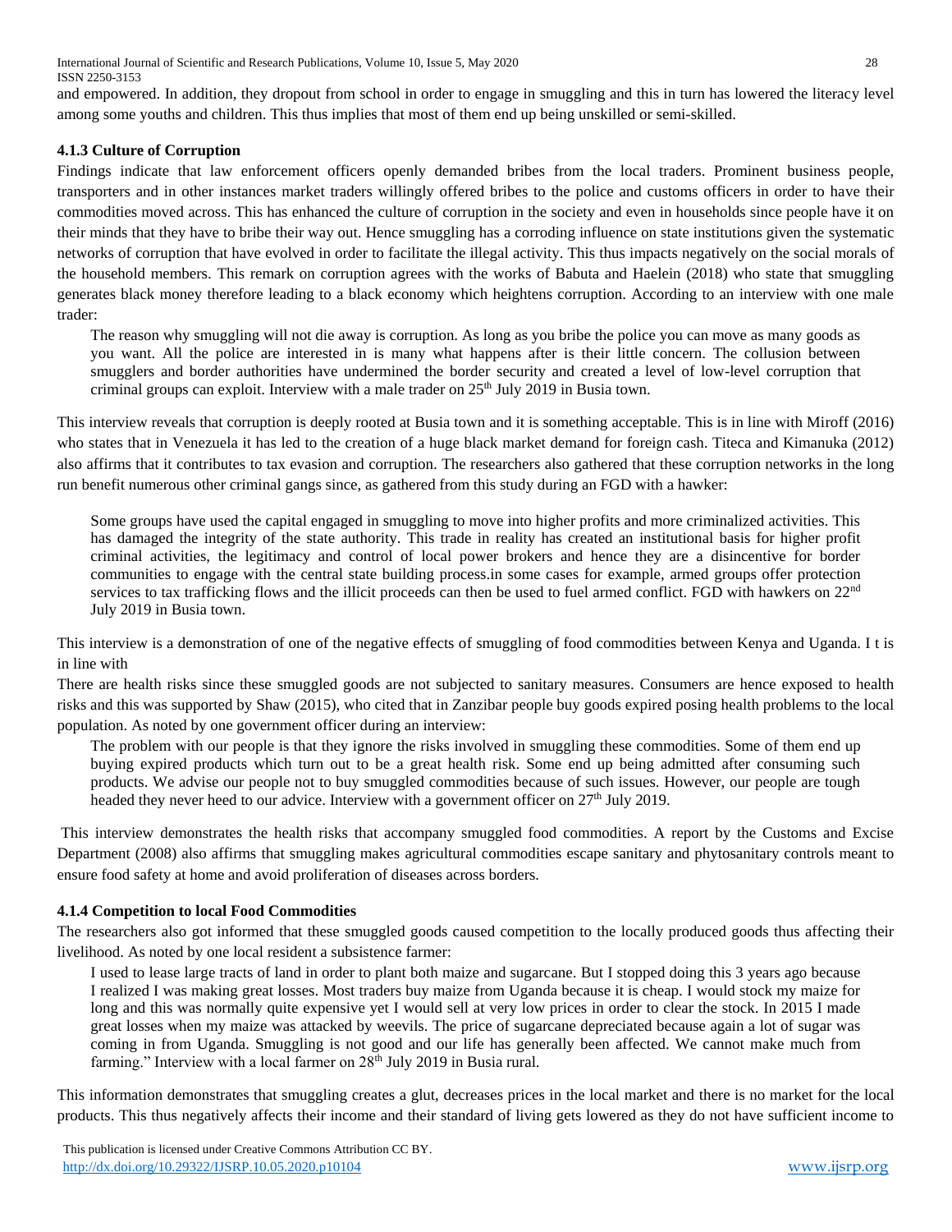and empowered. In addition, they dropout from school in order to engage in smuggling and this in turn has lowered the literacy level among some youths and children. This thus implies that most of them end up being unskilled or semi-skilled.

### 4.1.3 Culture of Corruption

Findings indicate that law enforcement officers openly demanded bribes from the local traders. Prominent business people, transporters and in other instances market traders willingly offered bribes to the police and customs officers in order to have their commodities moved across. This has enhanced the culture of corruption in the society and even in households since people have it on their minds that they have to bribe their way out. Hence smuggling has a corroding influence on state institutions given the systematic networks of corruption that have evolved in order to facilitate the illegal activity. This thus impacts negatively on the social morals of the household members. This remark on corruption agrees with the works of Babuta and Haelein (2018) who state that smuggling generates black money therefore leading to a black economy which heightens corruption. According to an interview with one male trader:

> The reason why smuggling will not die away is corruption. As long as you bribe the police you can move as many goods as you want. All the police are interested in is many what happens after is their little concern. The collusion between smugglers and border authorities have undermined the border security and created a level of low-level corruption that criminal groups can exploit. Interview with a male trader on 25th July 2019 in Busia town.

This interview reveals that corruption is deeply rooted at Busia town and it is something acceptable. This is in line with Miroff (2016) who states that in Venezuela it has led to the creation of a huge black market demand for foreign cash. Titeca and Kimanuka (2012) also affirms that it contributes to tax evasion and corruption. The researchers also gathered that these corruption networks in the long run benefit numerous other criminal gangs since, as gathered from this study during an FGD with a hawker:

> Some groups have used the capital engaged in smuggling to move into higher profits and more criminalized activities. This has damaged the integrity of the state authority. This trade in reality has created an institutional basis for higher profit criminal activities, the legitimacy and control of local power brokers and hence they are a disincentive for border communities to engage with the central state building process.in some cases for example, armed groups offer protection services to tax trafficking flows and the illicit proceeds can then be used to fuel armed conflict. FGD with hawkers on 22nd July 2019 in Busia town.

This interview is a demonstration of one of the negative effects of smuggling of food commodities between Kenya and Uganda. I t is in line with

There are health risks since these smuggled goods are not subjected to sanitary measures. Consumers are hence exposed to health risks and this was supported by Shaw (2015), who cited that in Zanzibar people buy goods expired posing health problems to the local population. As noted by one government officer during an interview:

> The problem with our people is that they ignore the risks involved in smuggling these commodities. Some of them end up buying expired products which turn out to be a great health risk. Some end up being admitted after consuming such products. We advise our people not to buy smuggled commodities because of such issues. However, our people are tough headed they never heed to our advice. Interview with a government officer on 27th July 2019.

This interview demonstrates the health risks that accompany smuggled food commodities. A report by the Customs and Excise Department (2008) also affirms that smuggling makes agricultural commodities escape sanitary and phytosanitary controls meant to ensure food safety at home and avoid proliferation of diseases across borders.

### 4.1.4 Competition to local Food Commodities

The researchers also got informed that these smuggled goods caused competition to the locally produced goods thus affecting their livelihood. As noted by one local resident a subsistence farmer:

> I used to lease large tracts of land in order to plant both maize and sugarcane. But I stopped doing this 3 years ago because I realized I was making great losses. Most traders buy maize from Uganda because it is cheap. I would stock my maize for long and this was normally quite expensive yet I would sell at very low prices in order to clear the stock. In 2015 I made great losses when my maize was attacked by weevils. The price of sugarcane depreciated because again a lot of sugar was coming in from Uganda. Smuggling is not good and our life has generally been affected. We cannot make much from farming." Interview with a local farmer on 28th July 2019 in Busia rural.

This information demonstrates that smuggling creates a glut, decreases prices in the local market and there is no market for the local products. This thus negatively affects their income and their standard of living gets lowered as they do not have sufficient income to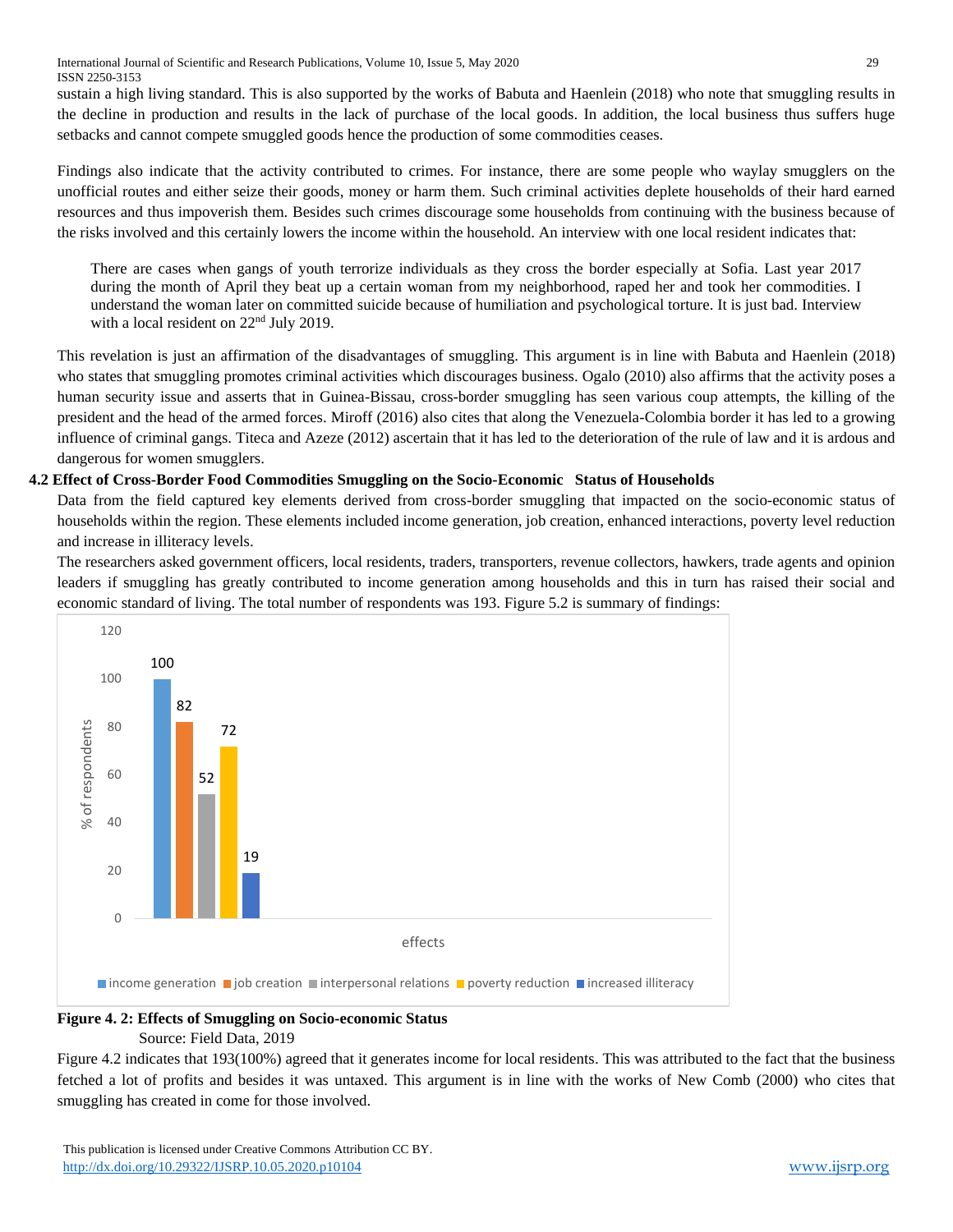sustain a high living standard. This is also supported by the works of Babuta and Haenlein (2018) who note that smuggling results in the decline in production and results in the lack of purchase of the local goods. In addition, the local business thus suffers huge setbacks and cannot compete smuggled goods hence the production of some commodities ceases.

Findings also indicate that the activity contributed to crimes. For instance, there are some people who waylay smugglers on the unofficial routes and either seize their goods, money or harm them. Such criminal activities deplete households of their hard earned resources and thus impoverish them. Besides such crimes discourage some households from continuing with the business because of the risks involved and this certainly lowers the income within the household. An interview with one local resident indicates that:

> There are cases when gangs of youth terrorize individuals as they cross the border especially at Sofia. Last year 2017 during the month of April they beat up a certain woman from my neighborhood, raped her and took her commodities. I understand the woman later on committed suicide because of humiliation and psychological torture. It is just bad. Interview with a local resident on 22nd July 2019.

This revelation is just an affirmation of the disadvantages of smuggling. This argument is in line with Babuta and Haenlein (2018) who states that smuggling promotes criminal activities which discourages business. Ogalo (2010) also affirms that the activity poses a human security issue and asserts that in Guinea-Bissau, cross-border smuggling has seen various coup attempts, the killing of the president and the head of the armed forces. Miroff (2016) also cites that along the Venezuela-Colombia border it has led to a growing influence of criminal gangs. Titeca and Azeze (2012) ascertain that it has led to the deterioration of the rule of law and it is ardous and dangerous for women smugglers.

### 4.2 Effect of Cross-Border Food Commodities Smuggling on the Socio-Economic Status of Households

Data from the field captured key elements derived from cross-border smuggling that impacted on the socio-economic status of households within the region. These elements included income generation, job creation, enhanced interactions, poverty level reduction and increase in illiteracy levels.

The researchers asked government officers, local residents, traders, transporters, revenue collectors, hawkers, trade agents and opinion leaders if smuggling has greatly contributed to income generation among households and this in turn has raised their social and economic standard of living. The total number of respondents was 193. Figure 5.2 is summary of findings:

| Effects | % of respondents |
|---|---|
| income generation | 100 |
| job creation | 82 |
| interpersonal relations | 52 |
| poverty reduction | 72 |
| increased illiteracy | 19 |

**Figure 4. 2: Effects of Smuggling on Socio-economic Status**

Source: Field Data, 2019

Figure 4.2 indicates that 193(100%) agreed that it generates income for local residents. This was attributed to the fact that the business fetched a lot of profits and besides it was untaxed. This argument is in line with the works of New Comb (2000) who cites that smuggling has created in come for those involved.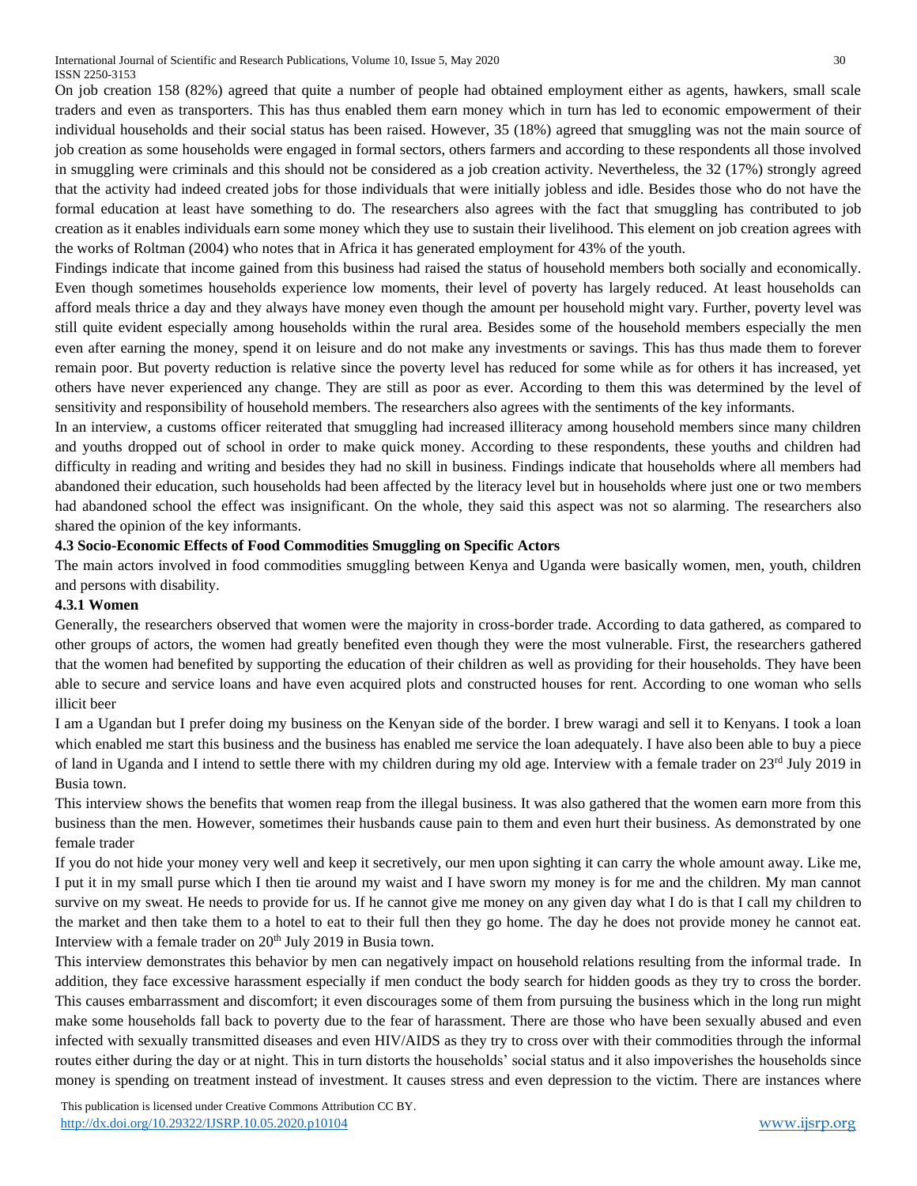On job creation 158 (82%) agreed that quite a number of people had obtained employment either as agents, hawkers, small scale traders and even as transporters. This has thus enabled them earn money which in turn has led to economic empowerment of their individual households and their social status has been raised. However, 35 (18%) agreed that smuggling was not the main source of job creation as some households were engaged in formal sectors, others farmers and according to these respondents all those involved in smuggling were criminals and this should not be considered as a job creation activity. Nevertheless, the 32 (17%) strongly agreed that the activity had indeed created jobs for those individuals that were initially jobless and idle. Besides those who do not have the formal education at least have something to do. The researchers also agrees with the fact that smuggling has contributed to job creation as it enables individuals earn some money which they use to sustain their livelihood. This element on job creation agrees with the works of Roltman (2004) who notes that in Africa it has generated employment for 43% of the youth.

Findings indicate that income gained from this business had raised the status of household members both socially and economically. Even though sometimes households experience low moments, their level of poverty has largely reduced. At least households can afford meals thrice a day and they always have money even though the amount per household might vary. Further, poverty level was still quite evident especially among households within the rural area. Besides some of the household members especially the men even after earning the money, spend it on leisure and do not make any investments or savings. This has thus made them to forever remain poor. But poverty reduction is relative since the poverty level has reduced for some while as for others it has increased, yet others have never experienced any change. They are still as poor as ever. According to them this was determined by the level of sensitivity and responsibility of household members. The researchers also agrees with the sentiments of the key informants.

In an interview, a customs officer reiterated that smuggling had increased illiteracy among household members since many children and youths dropped out of school in order to make quick money. According to these respondents, these youths and children had difficulty in reading and writing and besides they had no skill in business. Findings indicate that households where all members had abandoned their education, such households had been affected by the literacy level but in households where just one or two members had abandoned school the effect was insignificant. On the whole, they said this aspect was not so alarming. The researchers also shared the opinion of the key informants.

### 4.3 Socio-Economic Effects of Food Commodities Smuggling on Specific Actors

The main actors involved in food commodities smuggling between Kenya and Uganda were basically women, men, youth, children and persons with disability.

#### 4.3.1 Women

Generally, the researchers observed that women were the majority in cross-border trade. According to data gathered, as compared to other groups of actors, the women had greatly benefited even though they were the most vulnerable. First, the researchers gathered that the women had benefited by supporting the education of their children as well as providing for their households. They have been able to secure and service loans and have even acquired plots and constructed houses for rent. According to one woman who sells illicit beer

I am a Ugandan but I prefer doing my business on the Kenyan side of the border. I brew waragi and sell it to Kenyans. I took a loan which enabled me start this business and the business has enabled me service the loan adequately. I have also been able to buy a piece of land in Uganda and I intend to settle there with my children during my old age. Interview with a female trader on 23rd July 2019 in Busia town.

This interview shows the benefits that women reap from the illegal business. It was also gathered that the women earn more from this business than the men. However, sometimes their husbands cause pain to them and even hurt their business. As demonstrated by one female trader

If you do not hide your money very well and keep it secretively, our men upon sighting it can carry the whole amount away. Like me, I put it in my small purse which I then tie around my waist and I have sworn my money is for me and the children. My man cannot survive on my sweat. He needs to provide for us. If he cannot give me money on any given day what I do is that I call my children to the market and then take them to a hotel to eat to their full then they go home. The day he does not provide money he cannot eat. Interview with a female trader on 20th July 2019 in Busia town.

This interview demonstrates this behavior by men can negatively impact on household relations resulting from the informal trade. In addition, they face excessive harassment especially if men conduct the body search for hidden goods as they try to cross the border. This causes embarrassment and discomfort; it even discourages some of them from pursuing the business which in the long run might make some households fall back to poverty due to the fear of harassment. There are those who have been sexually abused and even infected with sexually transmitted diseases and even HIV/AIDS as they try to cross over with their commodities through the informal routes either during the day or at night. This in turn distorts the households' social status and it also impoverishes the households since money is spending on treatment instead of investment. It causes stress and even depression to the victim. There are instances where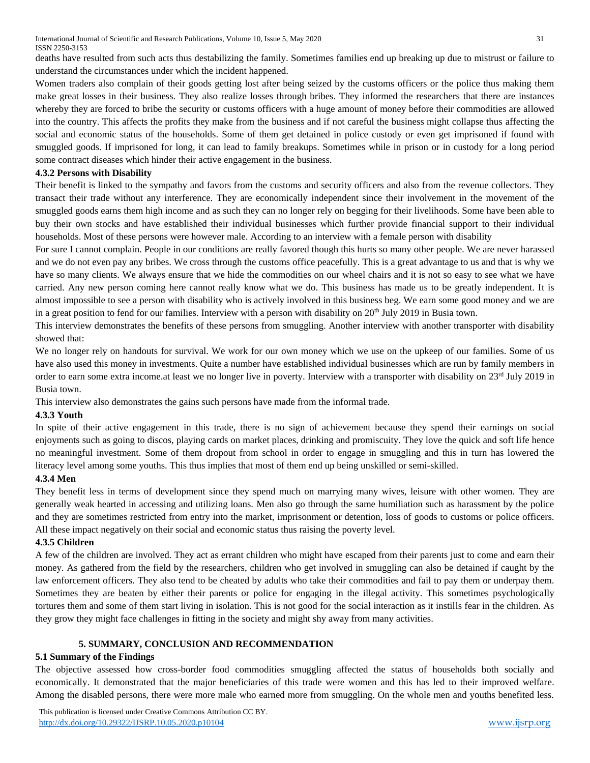deaths have resulted from such acts thus destabilizing the family. Sometimes families end up breaking up due to mistrust or failure to understand the circumstances under which the incident happened.

Women traders also complain of their goods getting lost after being seized by the customs officers or the police thus making them make great losses in their business. They also realize losses through bribes. They informed the researchers that there are instances whereby they are forced to bribe the security or customs officers with a huge amount of money before their commodities are allowed into the country. This affects the profits they make from the business and if not careful the business might collapse thus affecting the social and economic status of the households. Some of them get detained in police custody or even get imprisoned if found with smuggled goods. If imprisoned for long, it can lead to family breakups. Sometimes while in prison or in custody for a long period some contract diseases which hinder their active engagement in the business.

#### 4.3.2 Persons with Disability

Their benefit is linked to the sympathy and favors from the customs and security officers and also from the revenue collectors. They transact their trade without any interference. They are economically independent since their involvement in the movement of the smuggled goods earns them high income and as such they can no longer rely on begging for their livelihoods. Some have been able to buy their own stocks and have established their individual businesses which further provide financial support to their individual households. Most of these persons were however male. According to an interview with a female person with disability

For sure I cannot complain. People in our conditions are really favored though this hurts so many other people. We are never harassed and we do not even pay any bribes. We cross through the customs office peacefully. This is a great advantage to us and that is why we have so many clients. We always ensure that we hide the commodities on our wheel chairs and it is not so easy to see what we have carried. Any new person coming here cannot really know what we do. This business has made us to be greatly independent. It is almost impossible to see a person with disability who is actively involved in this business beg. We earn some good money and we are in a great position to fend for our families. Interview with a person with disability on 20th July 2019 in Busia town.

This interview demonstrates the benefits of these persons from smuggling. Another interview with another transporter with disability showed that:

We no longer rely on handouts for survival. We work for our own money which we use on the upkeep of our families. Some of us have also used this money in investments. Quite a number have established individual businesses which are run by family members in order to earn some extra income.at least we no longer live in poverty. Interview with a transporter with disability on 23rd July 2019 in Busia town.

This interview also demonstrates the gains such persons have made from the informal trade.

#### 4.3.3 Youth

In spite of their active engagement in this trade, there is no sign of achievement because they spend their earnings on social enjoyments such as going to discos, playing cards on market places, drinking and promiscuity. They love the quick and soft life hence no meaningful investment. Some of them dropout from school in order to engage in smuggling and this in turn has lowered the literacy level among some youths. This thus implies that most of them end up being unskilled or semi-skilled.

#### 4.3.4 Men

They benefit less in terms of development since they spend much on marrying many wives, leisure with other women. They are generally weak hearted in accessing and utilizing loans. Men also go through the same humiliation such as harassment by the police and they are sometimes restricted from entry into the market, imprisonment or detention, loss of goods to customs or police officers. All these impact negatively on their social and economic status thus raising the poverty level.

#### 4.3.5 Children

A few of the children are involved. They act as errant children who might have escaped from their parents just to come and earn their money. As gathered from the field by the researchers, children who get involved in smuggling can also be detained if caught by the law enforcement officers. They also tend to be cheated by adults who take their commodities and fail to pay them or underpay them. Sometimes they are beaten by either their parents or police for engaging in the illegal activity. This sometimes psychologically tortures them and some of them start living in isolation. This is not good for the social interaction as it instills fear in the children. As they grow they might face challenges in fitting in the society and might shy away from many activities.

## 5. SUMMARY, CONCLUSION AND RECOMMENDATION

### 5.1 Summary of the Findings

The objective assessed how cross-border food commodities smuggling affected the status of households both socially and economically. It demonstrated that the major beneficiaries of this trade were women and this has led to their improved welfare. Among the disabled persons, there were more male who earned more from smuggling. On the whole men and youths benefited less.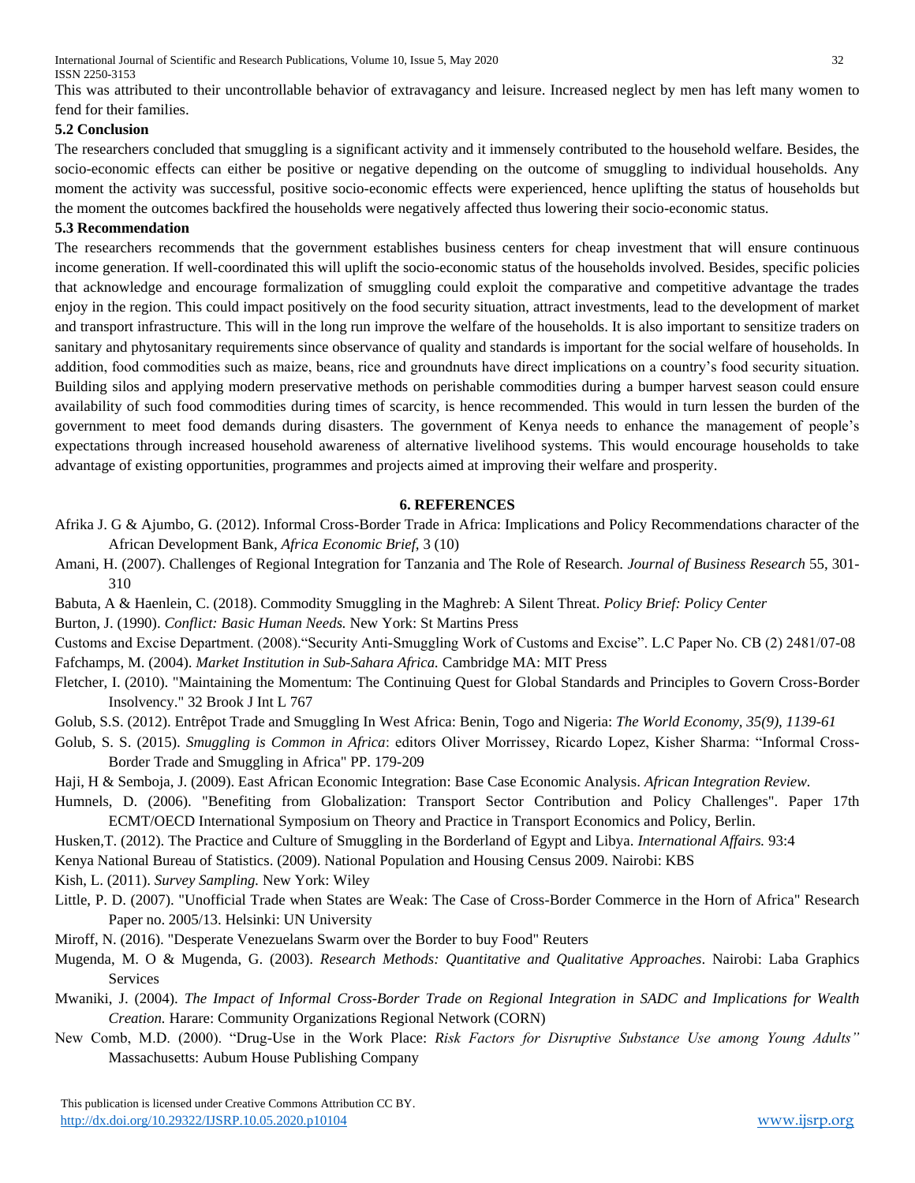This was attributed to their uncontrollable behavior of extravagancy and leisure. Increased neglect by men has left many women to fend for their families.

### 5.2 Conclusion

The researchers concluded that smuggling is a significant activity and it immensely contributed to the household welfare. Besides, the socio-economic effects can either be positive or negative depending on the outcome of smuggling to individual households. Any moment the activity was successful, positive socio-economic effects were experienced, hence uplifting the status of households but the moment the outcomes backfired the households were negatively affected thus lowering their socio-economic status.

### 5.3 Recommendation

The researchers recommends that the government establishes business centers for cheap investment that will ensure continuous income generation. If well-coordinated this will uplift the socio-economic status of the households involved. Besides, specific policies that acknowledge and encourage formalization of smuggling could exploit the comparative and competitive advantage the trades enjoy in the region. This could impact positively on the food security situation, attract investments, lead to the development of market and transport infrastructure. This will in the long run improve the welfare of the households. It is also important to sensitize traders on sanitary and phytosanitary requirements since observance of quality and standards is important for the social welfare of households. In addition, food commodities such as maize, beans, rice and groundnuts have direct implications on a country's food security situation. Building silos and applying modern preservative methods on perishable commodities during a bumper harvest season could ensure availability of such food commodities during times of scarcity, is hence recommended. This would in turn lessen the burden of the government to meet food demands during disasters. The government of Kenya needs to enhance the management of people's expectations through increased household awareness of alternative livelihood systems. This would encourage households to take advantage of existing opportunities, programmes and projects aimed at improving their welfare and prosperity.

## 6. REFERENCES

Afrika J. G & Ajumbo, G. (2012). Informal Cross-Border Trade in Africa: Implications and Policy Recommendations character of the African Development Bank, *Africa Economic Brief*, 3 (10)

Amani, H. (2007). Challenges of Regional Integration for Tanzania and The Role of Research. *Journal of Business Research* 55, 301-310

Babuta, A & Haenlein, C. (2018). Commodity Smuggling in the Maghreb: A Silent Threat. *Policy Brief: Policy Center*

Burton, J. (1990). *Conflict: Basic Human Needs.* New York: St Martins Press

Customs and Excise Department. (2008)."Security Anti-Smuggling Work of Customs and Excise". L.C Paper No. CB (2) 2481/07-08

Fafchamps, M. (2004). *Market Institution in Sub-Sahara Africa.* Cambridge MA: MIT Press

Fletcher, I. (2010). "Maintaining the Momentum: The Continuing Quest for Global Standards and Principles to Govern Cross-Border Insolvency." 32 Brook J Int L 767

Golub, S.S. (2012). Entrêpot Trade and Smuggling In West Africa: Benin, Togo and Nigeria: *The World Economy, 35(9), 1139-61*

Golub, S. S. (2015). *Smuggling is Common in Africa*: editors Oliver Morrissey, Ricardo Lopez, Kisher Sharma: "Informal Cross-Border Trade and Smuggling in Africa" PP. 179-209

Haji, H & Semboja, J. (2009). East African Economic Integration: Base Case Economic Analysis. *African Integration Review.*

Humnels, D. (2006). "Benefiting from Globalization: Transport Sector Contribution and Policy Challenges". Paper 17th ECMT/OECD International Symposium on Theory and Practice in Transport Economics and Policy, Berlin.

Husken,T. (2012). The Practice and Culture of Smuggling in the Borderland of Egypt and Libya. *International Affairs.* 93:4

Kenya National Bureau of Statistics. (2009). National Population and Housing Census 2009. Nairobi: KBS

Kish, L. (2011). *Survey Sampling.* New York: Wiley

Little, P. D. (2007). "Unofficial Trade when States are Weak: The Case of Cross-Border Commerce in the Horn of Africa" Research Paper no. 2005/13. Helsinki: UN University

Miroff, N. (2016). "Desperate Venezuelans Swarm over the Border to buy Food" Reuters

Mugenda, M. O & Mugenda, G. (2003). *Research Methods: Quantitative and Qualitative Approaches*. Nairobi: Laba Graphics Services

Mwaniki, J. (2004). *The Impact of Informal Cross-Border Trade on Regional Integration in SADC and Implications for Wealth Creation.* Harare: Community Organizations Regional Network (CORN)

New Comb, M.D. (2000). "Drug-Use in the Work Place: *Risk Factors for Disruptive Substance Use among Young Adults"* Massachusetts: Aubum House Publishing Company

This publication is licensed under Creative Commons Attribution CC BY.
http://dx.doi.org/10.29322/IJSRP.10.05.2020.p10104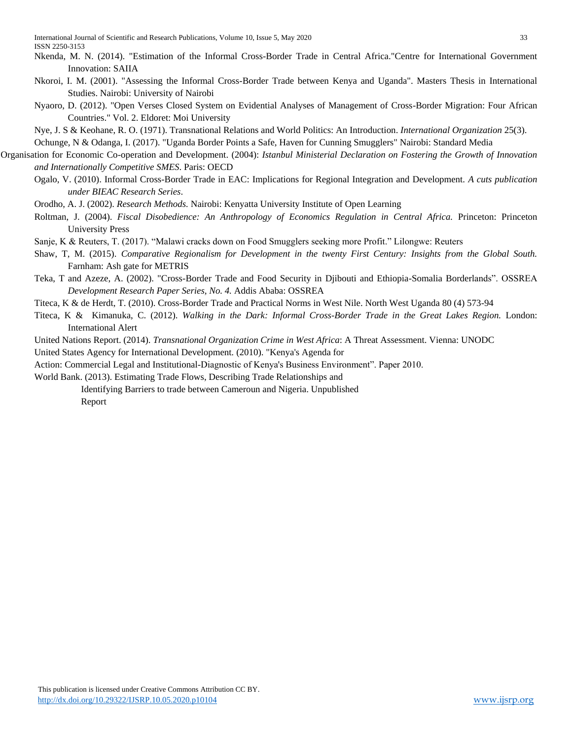Nkenda, M. N. (2014). "Estimation of the Informal Cross-Border Trade in Central Africa."Centre for International Government Innovation: SAIIA

Nkoroi, I. M. (2001). "Assessing the Informal Cross-Border Trade between Kenya and Uganda". Masters Thesis in International Studies. Nairobi: University of Nairobi

Nyaoro, D. (2012). "Open Verses Closed System on Evidential Analyses of Management of Cross-Border Migration: Four African Countries." Vol. 2. Eldoret: Moi University

Nye, J. S & Keohane, R. O. (1971). Transnational Relations and World Politics: An Introduction. *International Organization* 25(3).

Ochunge, N & Odanga, I. (2017). "Uganda Border Points a Safe, Haven for Cunning Smugglers" Nairobi: Standard Media

Organisation for Economic Co-operation and Development. (2004): *Istanbul Ministerial Declaration on Fostering the Growth of Innovation and Internationally Competitive SMES*. Paris: OECD

Ogalo, V. (2010). Informal Cross-Border Trade in EAC: Implications for Regional Integration and Development. *A cuts publication under BIEAC Research Series*.

Orodho, A. J. (2002). *Research Methods.* Nairobi: Kenyatta University Institute of Open Learning

Roltman, J. (2004). *Fiscal Disobedience: An Anthropology of Economics Regulation in Central Africa.* Princeton: Princeton University Press

Sanje, K & Reuters, T. (2017). "Malawi cracks down on Food Smugglers seeking more Profit." Lilongwe: Reuters

Shaw, T, M. (2015). *Comparative Regionalism for Development in the twenty First Century: Insights from the Global South.* Farnham: Ash gate for METRIS

Teka, T and Azeze, A. (2002). "Cross-Border Trade and Food Security in Djibouti and Ethiopia-Somalia Borderlands". OSSREA *Development Research Paper Series, No. 4.* Addis Ababa: OSSREA

Titeca, K & de Herdt, T. (2010). Cross-Border Trade and Practical Norms in West Nile. North West Uganda 80 (4) 573-94

Titeca, K & Kimanuka, C. (2012). *Walking in the Dark: Informal Cross-Border Trade in the Great Lakes Region.* London: International Alert

United Nations Report. (2014). *Transnational Organization Crime in West Africa*: A Threat Assessment. Vienna: UNODC

United States Agency for International Development. (2010). "Kenya's Agenda for Action: Commercial Legal and Institutional-Diagnostic of Kenya's Business Environment". Paper 2010.

World Bank. (2013). Estimating Trade Flows, Describing Trade Relationships and Identifying Barriers to trade between Cameroun and Nigeria. Unpublished Report